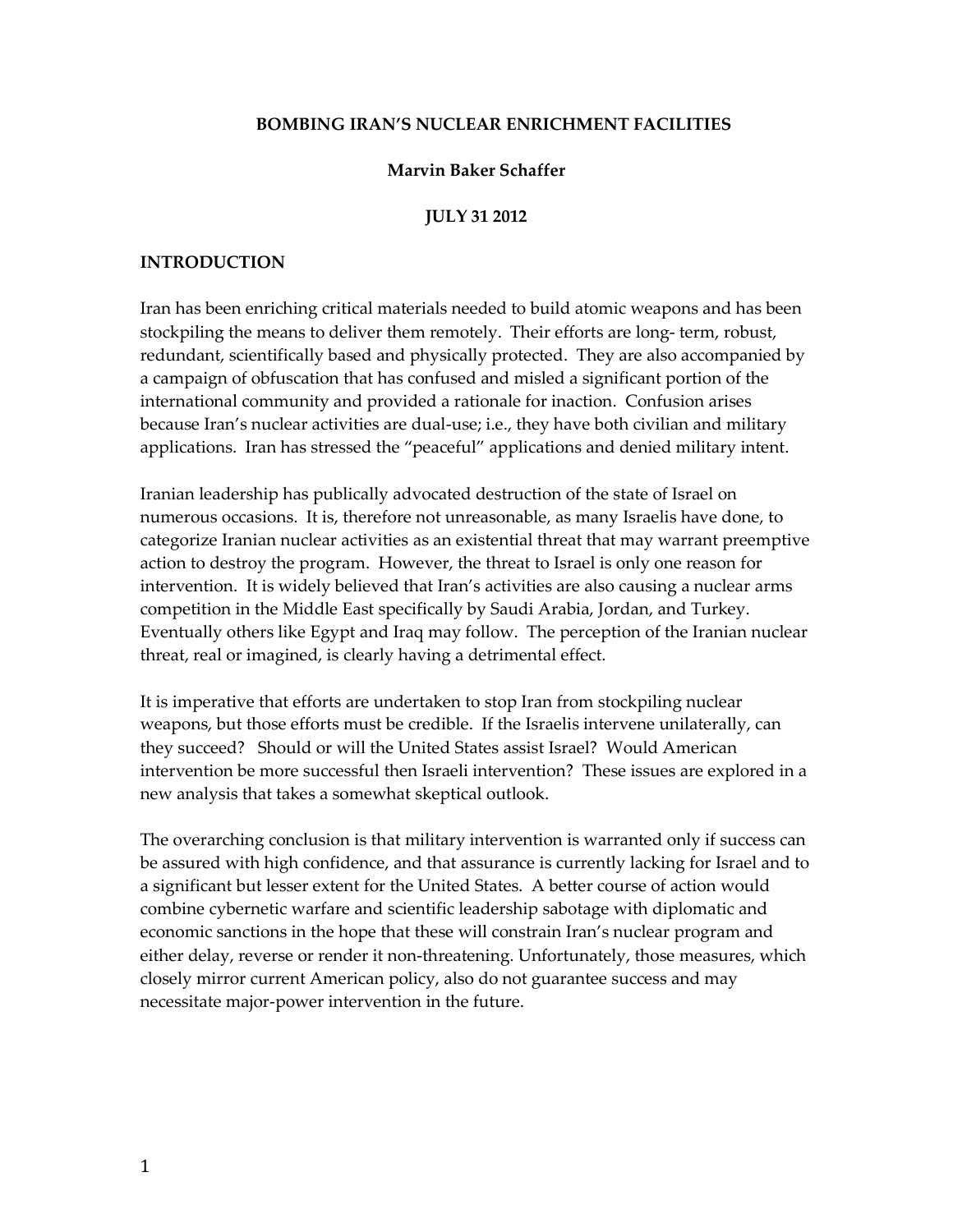# BOMBING IRAN'S NUCLEAR ENRICHMENT FACILITIES

**Marvin Baker Schaffer**

**JULY 31 2012**

## INTRODUCTION

Iran has been enriching critical materials needed to build atomic weapons and has been stockpiling the means to deliver them remotely. Their efforts are long- term, robust, redundant, scientifically based and physically protected. They are also accompanied by a campaign of obfuscation that has confused and misled a significant portion of the international community and provided a rationale for inaction. Confusion arises because Iran's nuclear activities are dual-use; i.e., they have both civilian and military applications. Iran has stressed the "peaceful" applications and denied military intent.

Iranian leadership has publically advocated destruction of the state of Israel on numerous occasions. It is, therefore not unreasonable, as many Israelis have done, to categorize Iranian nuclear activities as an existential threat that may warrant preemptive action to destroy the program. However, the threat to Israel is only one reason for intervention. It is widely believed that Iran's activities are also causing a nuclear arms competition in the Middle East specifically by Saudi Arabia, Jordan, and Turkey. Eventually others like Egypt and Iraq may follow. The perception of the Iranian nuclear threat, real or imagined, is clearly having a detrimental effect.

It is imperative that efforts are undertaken to stop Iran from stockpiling nuclear weapons, but those efforts must be credible. If the Israelis intervene unilaterally, can they succeed? Should or will the United States assist Israel? Would American intervention be more successful then Israeli intervention? These issues are explored in a new analysis that takes a somewhat skeptical outlook.

The overarching conclusion is that military intervention is warranted only if success can be assured with high confidence, and that assurance is currently lacking for Israel and to a significant but lesser extent for the United States. A better course of action would combine cybernetic warfare and scientific leadership sabotage with diplomatic and economic sanctions in the hope that these will constrain Iran's nuclear program and either delay, reverse or render it non-threatening. Unfortunately, those measures, which closely mirror current American policy, also do not guarantee success and may necessitate major-power intervention in the future.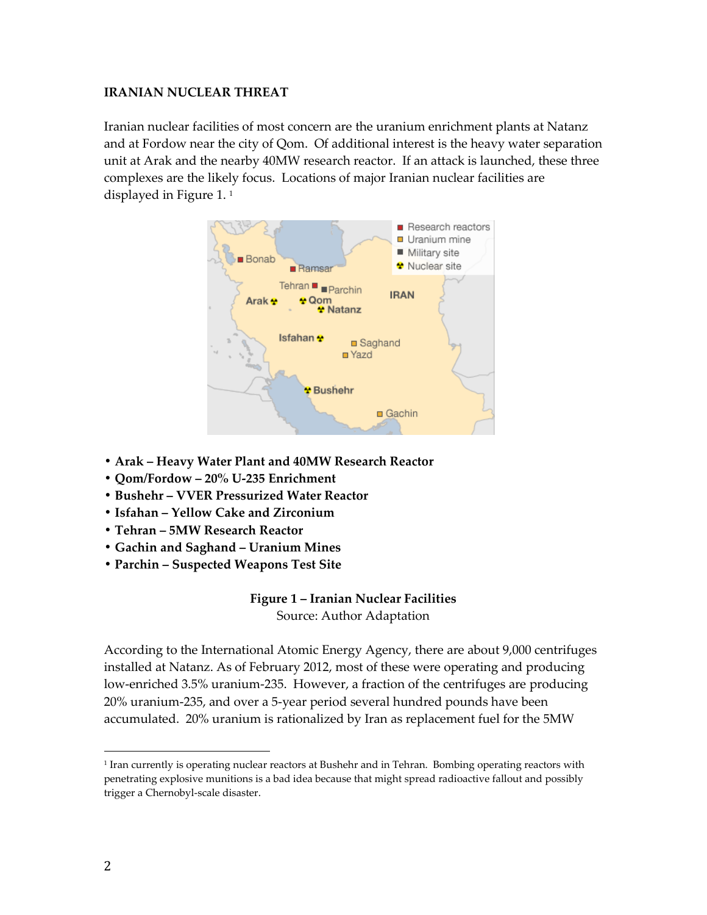**IRANIAN NUCLEAR THREAT**

Iranian nuclear facilities of most concern are the uranium enrichment plants at Natanz and at Fordow near the city of Qom. Of additional interest is the heavy water separation unit at Arak and the nearby 40MW research reactor. If an attack is launched, these three complexes are the likely focus. Locations of major Iranian nuclear facilities are displayed in Figure 1. [1]

- **Arak – Heavy Water Plant and 40MW Research Reactor**
- **Qom/Fordow – 20% U-235 Enrichment**
- **Bushehr – VVER Pressurized Water Reactor**
- **Isfahan – Yellow Cake and Zirconium**
- **Tehran – 5MW Research Reactor**
- **Gachin and Saghand – Uranium Mines**
- **Parchin – Suspected Weapons Test Site**

**Figure 1 – Iranian Nuclear Facilities**
Source: Author Adaptation

According to the International Atomic Energy Agency, there are about 9,000 centrifuges installed at Natanz. As of February 2012, most of these were operating and producing low-enriched 3.5% uranium-235. However, a fraction of the centrifuges are producing 20% uranium-235, and over a 5-year period several hundred pounds have been accumulated. 20% uranium is rationalized by Iran as replacement fuel for the 5MW

[1] Iran currently is operating nuclear reactors at Bushehr and in Tehran. Bombing operating reactors with penetrating explosive munitions is a bad idea because that might spread radioactive fallout and possibly trigger a Chernobyl-scale disaster.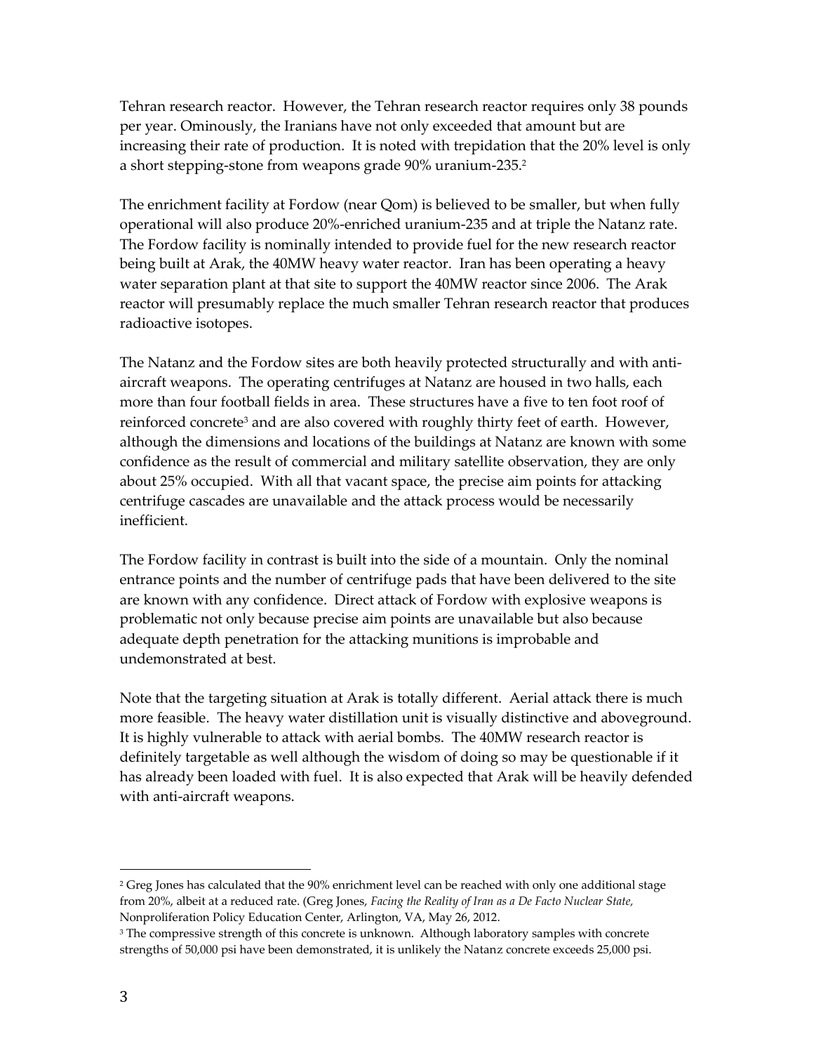Tehran research reactor. However, the Tehran research reactor requires only 38 pounds per year. Ominously, the Iranians have not only exceeded that amount but are increasing their rate of production. It is noted with trepidation that the 20% level is only a short stepping-stone from weapons grade 90% uranium-235.[2]

The enrichment facility at Fordow (near Qom) is believed to be smaller, but when fully operational will also produce 20%-enriched uranium-235 and at triple the Natanz rate. The Fordow facility is nominally intended to provide fuel for the new research reactor being built at Arak, the 40MW heavy water reactor. Iran has been operating a heavy water separation plant at that site to support the 40MW reactor since 2006. The Arak reactor will presumably replace the much smaller Tehran research reactor that produces radioactive isotopes.

The Natanz and the Fordow sites are both heavily protected structurally and with anti-aircraft weapons. The operating centrifuges at Natanz are housed in two halls, each more than four football fields in area. These structures have a five to ten foot roof of reinforced concrete[3] and are also covered with roughly thirty feet of earth. However, although the dimensions and locations of the buildings at Natanz are known with some confidence as the result of commercial and military satellite observation, they are only about 25% occupied. With all that vacant space, the precise aim points for attacking centrifuge cascades are unavailable and the attack process would be necessarily inefficient.

The Fordow facility in contrast is built into the side of a mountain. Only the nominal entrance points and the number of centrifuge pads that have been delivered to the site are known with any confidence. Direct attack of Fordow with explosive weapons is problematic not only because precise aim points are unavailable but also because adequate depth penetration for the attacking munitions is improbable and undemonstrated at best.

Note that the targeting situation at Arak is totally different. Aerial attack there is much more feasible. The heavy water distillation unit is visually distinctive and aboveground. It is highly vulnerable to attack with aerial bombs. The 40MW research reactor is definitely targetable as well although the wisdom of doing so may be questionable if it has already been loaded with fuel. It is also expected that Arak will be heavily defended with anti-aircraft weapons.

---

[2] Greg Jones has calculated that the 90% enrichment level can be reached with only one additional stage from 20%, albeit at a reduced rate. (Greg Jones, *Facing the Reality of Iran as a De Facto Nuclear State,* Nonproliferation Policy Education Center, Arlington, VA, May 26, 2012.

[3] The compressive strength of this concrete is unknown. Although laboratory samples with concrete strengths of 50,000 psi have been demonstrated, it is unlikely the Natanz concrete exceeds 25,000 psi.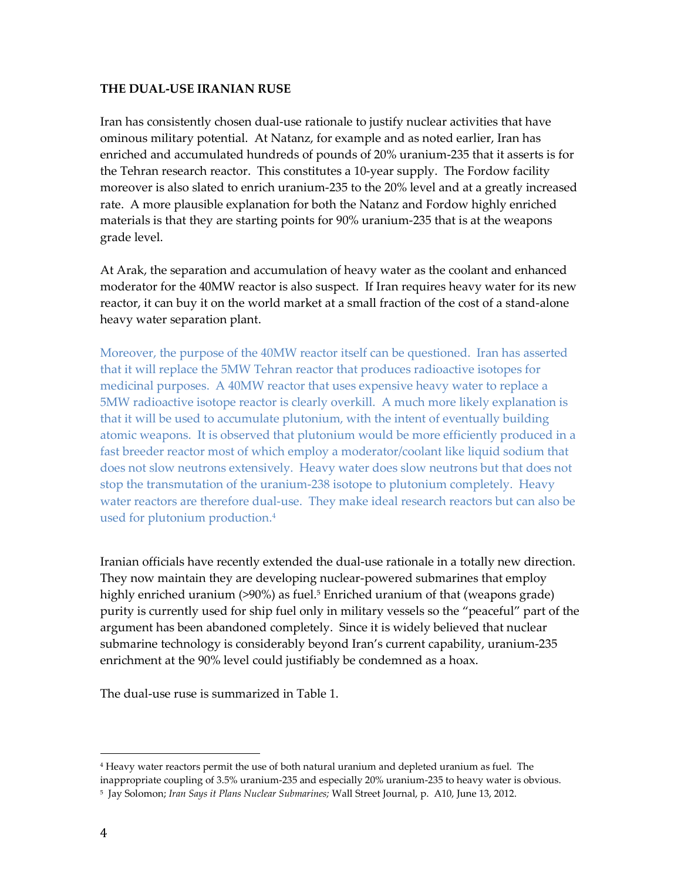**THE DUAL-USE IRANIAN RUSE**

Iran has consistently chosen dual-use rationale to justify nuclear activities that have ominous military potential. At Natanz, for example and as noted earlier, Iran has enriched and accumulated hundreds of pounds of 20% uranium-235 that it asserts is for the Tehran research reactor. This constitutes a 10-year supply. The Fordow facility moreover is also slated to enrich uranium-235 to the 20% level and at a greatly increased rate. A more plausible explanation for both the Natanz and Fordow highly enriched materials is that they are starting points for 90% uranium-235 that is at the weapons grade level.

At Arak, the separation and accumulation of heavy water as the coolant and enhanced moderator for the 40MW reactor is also suspect. If Iran requires heavy water for its new reactor, it can buy it on the world market at a small fraction of the cost of a stand-alone heavy water separation plant.

Moreover, the purpose of the 40MW reactor itself can be questioned. Iran has asserted that it will replace the 5MW Tehran reactor that produces radioactive isotopes for medicinal purposes. A 40MW reactor that uses expensive heavy water to replace a 5MW radioactive isotope reactor is clearly overkill. A much more likely explanation is that it will be used to accumulate plutonium, with the intent of eventually building atomic weapons. It is observed that plutonium would be more efficiently produced in a fast breeder reactor most of which employ a moderator/coolant like liquid sodium that does not slow neutrons extensively. Heavy water does slow neutrons but that does not stop the transmutation of the uranium-238 isotope to plutonium completely. Heavy water reactors are therefore dual-use. They make ideal research reactors but can also be used for plutonium production.[4]

Iranian officials have recently extended the dual-use rationale in a totally new direction. They now maintain they are developing nuclear-powered submarines that employ highly enriched uranium (>90%) as fuel.[5] Enriched uranium of that (weapons grade) purity is currently used for ship fuel only in military vessels so the "peaceful" part of the argument has been abandoned completely. Since it is widely believed that nuclear submarine technology is considerably beyond Iran's current capability, uranium-235 enrichment at the 90% level could justifiably be condemned as a hoax.

The dual-use ruse is summarized in Table 1.

---

[4] Heavy water reactors permit the use of both natural uranium and depleted uranium as fuel. The inappropriate coupling of 3.5% uranium-235 and especially 20% uranium-235 to heavy water is obvious.

[5] Jay Solomon; *Iran Says it Plans Nuclear Submarines;* Wall Street Journal, p. A10, June 13, 2012.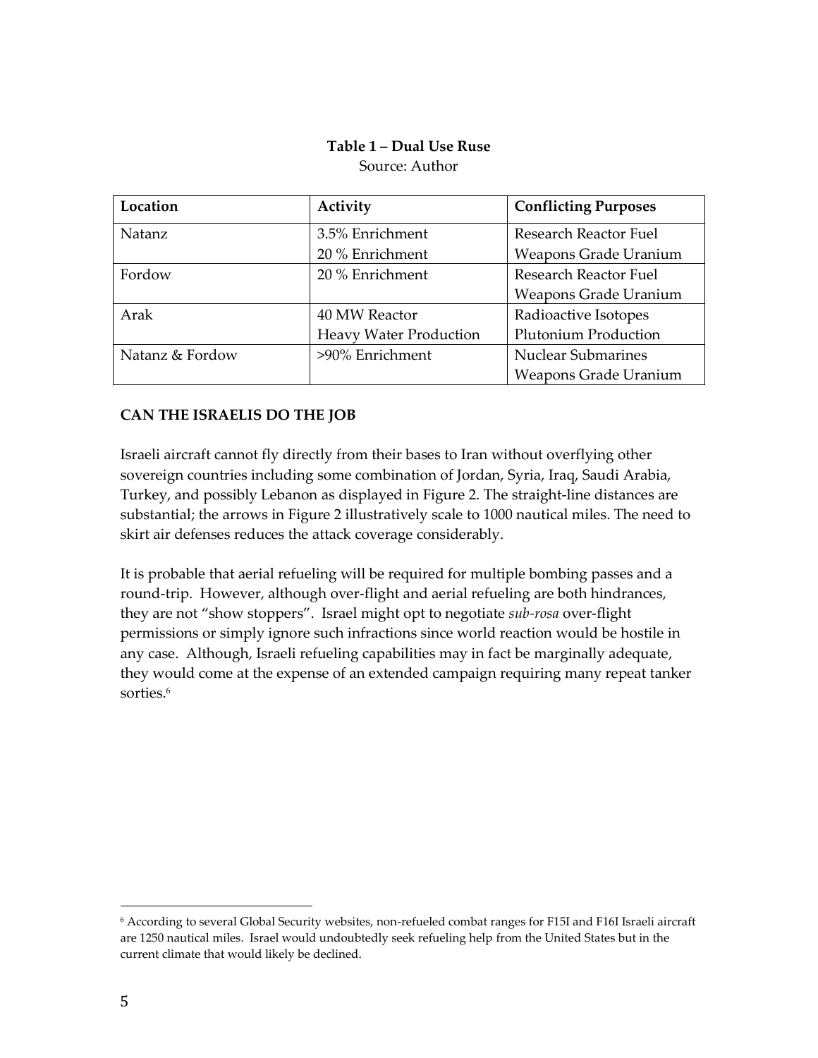**Table 1 – Dual Use Ruse**

Source: Author

| Location | Activity | Conflicting Purposes |
| --- | --- | --- |
| Natanz | 3.5% Enrichment<br>20 % Enrichment | Research Reactor Fuel<br>Weapons Grade Uranium |
| Fordow | 20 % Enrichment | Research Reactor Fuel<br>Weapons Grade Uranium |
| Arak | 40 MW Reactor<br>Heavy Water Production | Radioactive Isotopes<br>Plutonium Production |
| Natanz & Fordow | >90% Enrichment | Nuclear Submarines<br>Weapons Grade Uranium |

**CAN THE ISRAELIS DO THE JOB**

Israeli aircraft cannot fly directly from their bases to Iran without overflying other sovereign countries including some combination of Jordan, Syria, Iraq, Saudi Arabia, Turkey, and possibly Lebanon as displayed in Figure 2. The straight-line distances are substantial; the arrows in Figure 2 illustratively scale to 1000 nautical miles. The need to skirt air defenses reduces the attack coverage considerably.

It is probable that aerial refueling will be required for multiple bombing passes and a round-trip. However, although over-flight and aerial refueling are both hindrances, they are not "show stoppers". Israel might opt to negotiate *sub-rosa* over-flight permissions or simply ignore such infractions since world reaction would be hostile in any case. Although, Israeli refueling capabilities may in fact be marginally adequate, they would come at the expense of an extended campaign requiring many repeat tanker sorties.[6]

[6] According to several Global Security websites, non-refueled combat ranges for F15I and F16I Israeli aircraft are 1250 nautical miles. Israel would undoubtedly seek refueling help from the United States but in the current climate that would likely be declined.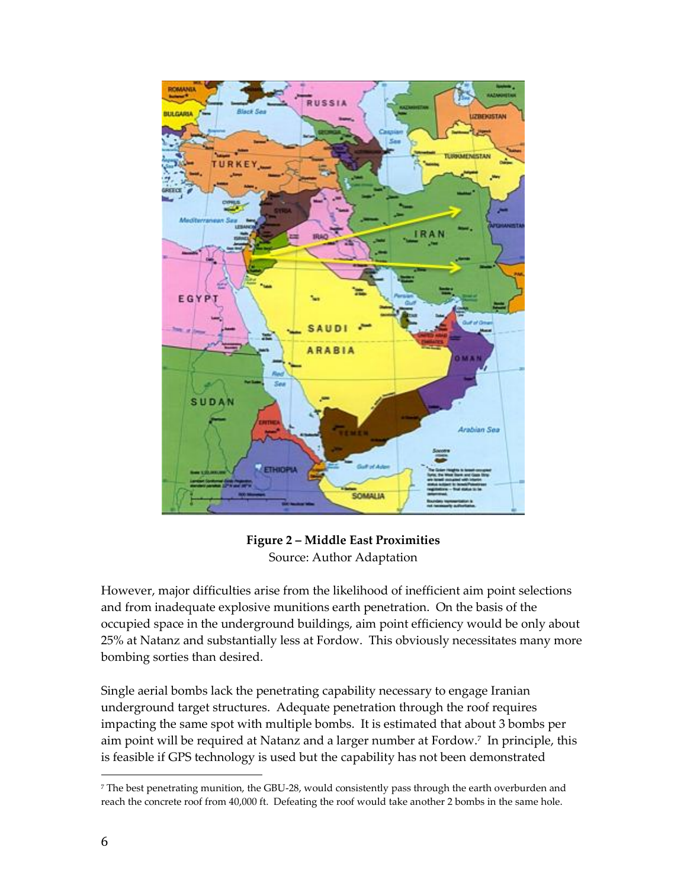**Figure 2 – Middle East Proximities**
Source: Author Adaptation

However, major difficulties arise from the likelihood of inefficient aim point selections and from inadequate explosive munitions earth penetration. On the basis of the occupied space in the underground buildings, aim point efficiency would be only about 25% at Natanz and substantially less at Fordow. This obviously necessitates many more bombing sorties than desired.

Single aerial bombs lack the penetrating capability necessary to engage Iranian underground target structures. Adequate penetration through the roof requires impacting the same spot with multiple bombs. It is estimated that about 3 bombs per aim point will be required at Natanz and a larger number at Fordow.[7] In principle, this is feasible if GPS technology is used but the capability has not been demonstrated

---

[7] The best penetrating munition, the GBU-28, would consistently pass through the earth overburden and reach the concrete roof from 40,000 ft. Defeating the roof would take another 2 bombs in the same hole.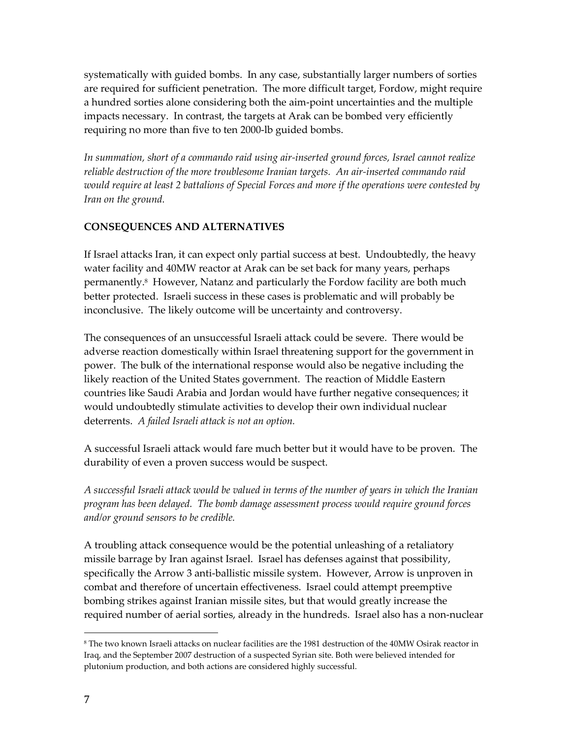systematically with guided bombs. In any case, substantially larger numbers of sorties are required for sufficient penetration. The more difficult target, Fordow, might require a hundred sorties alone considering both the aim-point uncertainties and the multiple impacts necessary. In contrast, the targets at Arak can be bombed very efficiently requiring no more than five to ten 2000-lb guided bombs.

*In summation, short of a commando raid using air-inserted ground forces, Israel cannot realize reliable destruction of the more troublesome Iranian targets. An air-inserted commando raid would require at least 2 battalions of Special Forces and more if the operations were contested by Iran on the ground.*

## CONSEQUENCES AND ALTERNATIVES

If Israel attacks Iran, it can expect only partial success at best. Undoubtedly, the heavy water facility and 40MW reactor at Arak can be set back for many years, perhaps permanently.[8] However, Natanz and particularly the Fordow facility are both much better protected. Israeli success in these cases is problematic and will probably be inconclusive. The likely outcome will be uncertainty and controversy.

The consequences of an unsuccessful Israeli attack could be severe. There would be adverse reaction domestically within Israel threatening support for the government in power. The bulk of the international response would also be negative including the likely reaction of the United States government. The reaction of Middle Eastern countries like Saudi Arabia and Jordan would have further negative consequences; it would undoubtedly stimulate activities to develop their own individual nuclear deterrents. *A failed Israeli attack is not an option.*

A successful Israeli attack would fare much better but it would have to be proven. The durability of even a proven success would be suspect.

*A successful Israeli attack would be valued in terms of the number of years in which the Iranian program has been delayed. The bomb damage assessment process would require ground forces and/or ground sensors to be credible.*

A troubling attack consequence would be the potential unleashing of a retaliatory missile barrage by Iran against Israel. Israel has defenses against that possibility, specifically the Arrow 3 anti-ballistic missile system. However, Arrow is unproven in combat and therefore of uncertain effectiveness. Israel could attempt preemptive bombing strikes against Iranian missile sites, but that would greatly increase the required number of aerial sorties, already in the hundreds. Israel also has a non-nuclear

---

[8] The two known Israeli attacks on nuclear facilities are the 1981 destruction of the 40MW Osirak reactor in Iraq, and the September 2007 destruction of a suspected Syrian site. Both were believed intended for plutonium production, and both actions are considered highly successful.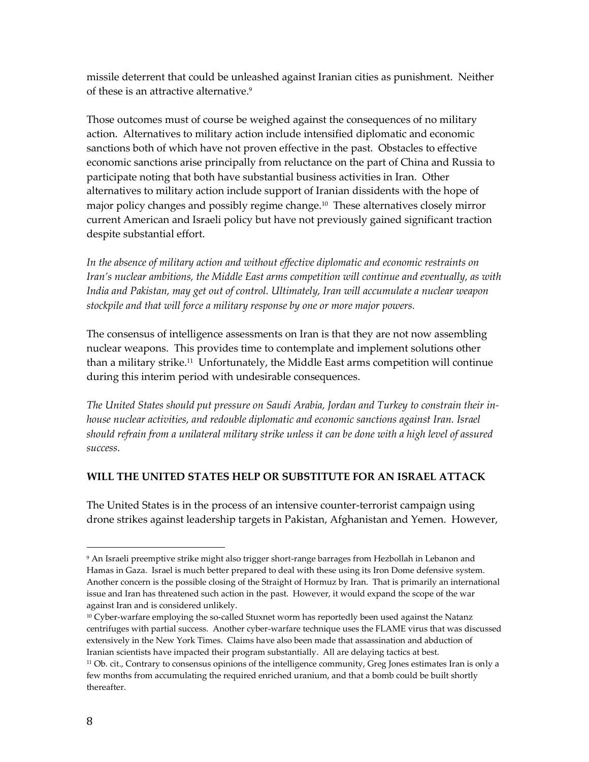missile deterrent that could be unleashed against Iranian cities as punishment. Neither of these is an attractive alternative.[9]

Those outcomes must of course be weighed against the consequences of no military action. Alternatives to military action include intensified diplomatic and economic sanctions both of which have not proven effective in the past. Obstacles to effective economic sanctions arise principally from reluctance on the part of China and Russia to participate noting that both have substantial business activities in Iran. Other alternatives to military action include support of Iranian dissidents with the hope of major policy changes and possibly regime change.[10] These alternatives closely mirror current American and Israeli policy but have not previously gained significant traction despite substantial effort.

*In the absence of military action and without effective diplomatic and economic restraints on Iran's nuclear ambitions, the Middle East arms competition will continue and eventually, as with India and Pakistan, may get out of control. Ultimately, Iran will accumulate a nuclear weapon stockpile and that will force a military response by one or more major powers.*

The consensus of intelligence assessments on Iran is that they are not now assembling nuclear weapons. This provides time to contemplate and implement solutions other than a military strike.[11] Unfortunately, the Middle East arms competition will continue during this interim period with undesirable consequences.

*The United States should put pressure on Saudi Arabia, Jordan and Turkey to constrain their in-house nuclear activities, and redouble diplomatic and economic sanctions against Iran. Israel should refrain from a unilateral military strike unless it can be done with a high level of assured success.*

**WILL THE UNITED STATES HELP OR SUBSTITUTE FOR AN ISRAEL ATTACK**

The United States is in the process of an intensive counter-terrorist campaign using drone strikes against leadership targets in Pakistan, Afghanistan and Yemen. However,

---

[9] An Israeli preemptive strike might also trigger short-range barrages from Hezbollah in Lebanon and Hamas in Gaza. Israel is much better prepared to deal with these using its Iron Dome defensive system. Another concern is the possible closing of the Straight of Hormuz by Iran. That is primarily an international issue and Iran has threatened such action in the past. However, it would expand the scope of the war against Iran and is considered unlikely.

[10] Cyber-warfare employing the so-called Stuxnet worm has reportedly been used against the Natanz centrifuges with partial success. Another cyber-warfare technique uses the FLAME virus that was discussed extensively in the New York Times. Claims have also been made that assassination and abduction of Iranian scientists have impacted their program substantially. All are delaying tactics at best.

[11] Ob. cit., Contrary to consensus opinions of the intelligence community, Greg Jones estimates Iran is only a few months from accumulating the required enriched uranium, and that a bomb could be built shortly thereafter.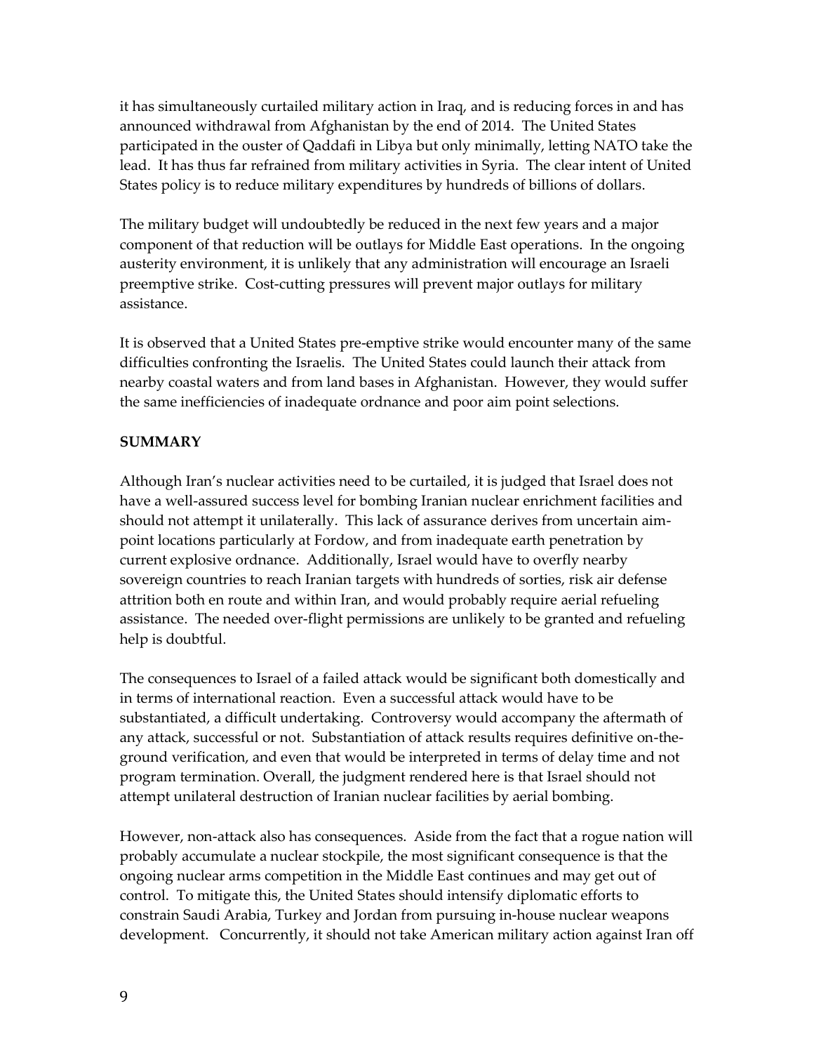it has simultaneously curtailed military action in Iraq, and is reducing forces in and has announced withdrawal from Afghanistan by the end of 2014. The United States participated in the ouster of Qaddafi in Libya but only minimally, letting NATO take the lead. It has thus far refrained from military activities in Syria. The clear intent of United States policy is to reduce military expenditures by hundreds of billions of dollars.

The military budget will undoubtedly be reduced in the next few years and a major component of that reduction will be outlays for Middle East operations. In the ongoing austerity environment, it is unlikely that any administration will encourage an Israeli preemptive strike. Cost-cutting pressures will prevent major outlays for military assistance.

It is observed that a United States pre-emptive strike would encounter many of the same difficulties confronting the Israelis. The United States could launch their attack from nearby coastal waters and from land bases in Afghanistan. However, they would suffer the same inefficiencies of inadequate ordnance and poor aim point selections.

**SUMMARY**

Although Iran's nuclear activities need to be curtailed, it is judged that Israel does not have a well-assured success level for bombing Iranian nuclear enrichment facilities and should not attempt it unilaterally. This lack of assurance derives from uncertain aim-point locations particularly at Fordow, and from inadequate earth penetration by current explosive ordnance. Additionally, Israel would have to overfly nearby sovereign countries to reach Iranian targets with hundreds of sorties, risk air defense attrition both en route and within Iran, and would probably require aerial refueling assistance. The needed over-flight permissions are unlikely to be granted and refueling help is doubtful.

The consequences to Israel of a failed attack would be significant both domestically and in terms of international reaction. Even a successful attack would have to be substantiated, a difficult undertaking. Controversy would accompany the aftermath of any attack, successful or not. Substantiation of attack results requires definitive on-the-ground verification, and even that would be interpreted in terms of delay time and not program termination. Overall, the judgment rendered here is that Israel should not attempt unilateral destruction of Iranian nuclear facilities by aerial bombing.

However, non-attack also has consequences. Aside from the fact that a rogue nation will probably accumulate a nuclear stockpile, the most significant consequence is that the ongoing nuclear arms competition in the Middle East continues and may get out of control. To mitigate this, the United States should intensify diplomatic efforts to constrain Saudi Arabia, Turkey and Jordan from pursuing in-house nuclear weapons development. Concurrently, it should not take American military action against Iran off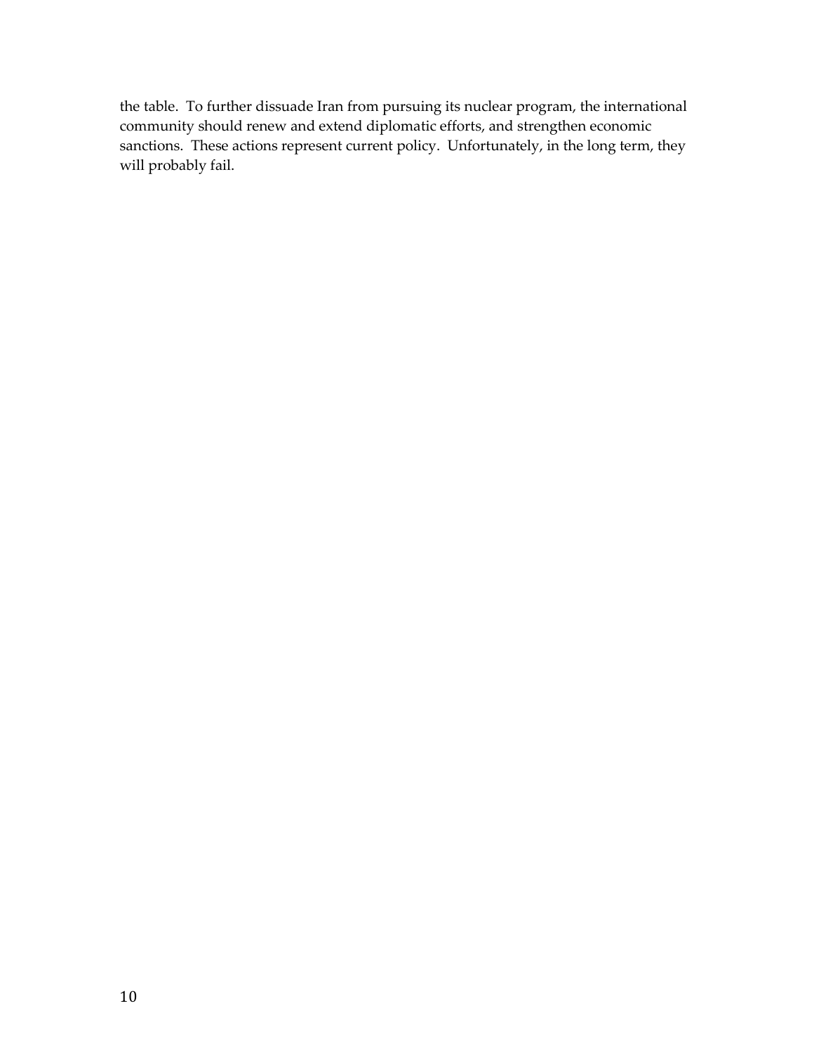the table. To further dissuade Iran from pursuing its nuclear program, the international community should renew and extend diplomatic efforts, and strengthen economic sanctions. These actions represent current policy. Unfortunately, in the long term, they will probably fail.